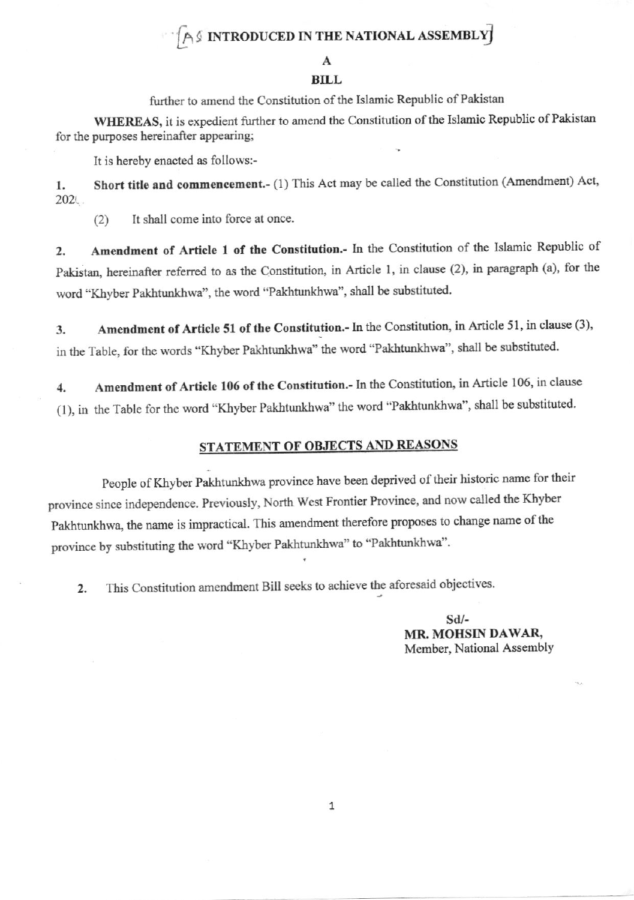# [AS INTRODUCED IN THE NATIONAL ASSEMBLY]

## A

## BILL

further to amend the Constitution of the Islamic Republic of Pakistan

**WHEREAS,** it is expedient further to amend the Constitution of the Islamic Republic of Pakistan for the purposes hereinafter appearing;

It is hereby enacted as follows:-

1. **Short title and commencement.-** (1) This Act may be called the Constitution (Amendment) Act, 2024.

   (2) It shall come into force at once.

2. **Amendment of Article 1 of the Constitution.-** In the Constitution of the Islamic Republic of Pakistan, hereinafter referred to as the Constitution, in Article 1, in clause (2), in paragraph (a), for the word "Khyber Pakhtunkhwa", the word "Pakhtunkhwa", shall be substituted.

3. **Amendment of Article 51 of the Constitution.-** In the Constitution, in Article 51, in clause (3), in the Table, for the words "Khyber Pakhtunkhwa" the word "Pakhtunkhwa", shall be substituted.

4. **Amendment of Article 106 of the Constitution.-** In the Constitution, in Article 106, in clause (1), in the Table for the word "Khyber Pakhtunkhwa" the word "Pakhtunkhwa", shall be substituted.

## STATEMENT OF OBJECTS AND REASONS

People of Khyber Pakhtunkhwa province have been deprived of their historic name for their province since independence. Previously, North West Frontier Province, and now called the Khyber Pakhtunkhwa, the name is impractical. This amendment therefore proposes to change name of the province by substituting the word "Khyber Pakhtunkhwa" to "Pakhtunkhwa".

2. This Constitution amendment Bill seeks to achieve the aforesaid objectives.

Sd/-
**MR. MOHSIN DAWAR,**
Member, National Assembly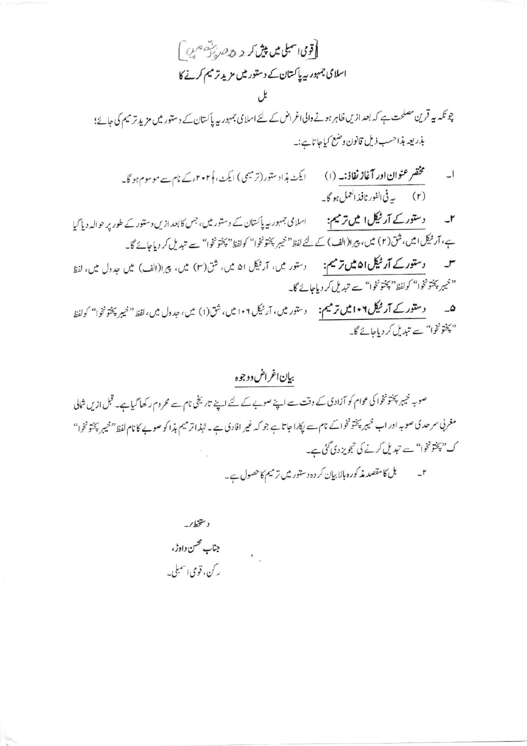[قومی اسمبلی میں پیش کردہ صورت میں]

# اسلامی جمہوریہ پاکستان کے دستور میں مزید ترمیم کرنے کا

## بل

چونکہ یہ قرین مصلحت ہے کہ بعد ازیں ظاہر ہونے والی اغراض کے لئے اسلامی جمہوریہ پاکستان کے دستور میں مزید ترمیم کی جائے؛
بذریعہ ہذا حسب ذیل قانون وضع کیا جاتا ہے:۔

۱۔ **مختصر عنوان اور آغاز نفاذ:۔** (۱) ایکٹ ہذا دستور (ترمیمی) ایکٹ، ۲۰۲۱ء کے نام سے موسوم ہوگا۔
(۲) یہ فی الفور نافذ العمل ہوگا۔

۲۔ **دستور کے آرٹیکل ۱ میں ترمیم:** اسلامی جمہوریہ پاکستان کے دستور میں، جس کا بعد ازیں دستور کے طور پر حوالہ دیا گیا ہے، آرٹیکل ۱ میں، شق (۲) میں، پیرا (الف) کے لئے لفظ "خیبر پختونخوا" کو لفظ "پختونخوا" سے تبدیل کر دیا جائے گا۔

۳۔ **دستور کے آرٹیکل ۵۱ میں ترمیم:** دستور میں، آرٹیکل ۵۱ میں، شق (۳) میں، پیرا (الف) میں جدول میں، لفظ "خیبر پختونخوا" کو لفظ "پختونخوا" سے تبدیل کر دیا جائے گا۔

۵۔ **دستور کے آرٹیکل ۱۰۶ میں ترمیم:** دستور میں، آرٹیکل ۱۰۶ میں، شق (۱) میں، جدول میں، لفظ "خیبر پختونخوا" کو لفظ "پختونخوا" سے تبدیل کر دیا جائے گا۔

## بیان اغراض و وجوہ

صوبہ خیبر پختونخوا کی عوام کو آزادی کے وقت سے اپنے صوبے کے لئے اپنے تاریخی نام سے محروم رکھا گیا ہے۔ قبل ازیں شمالی مغربی سرحدی صوبہ اور اب خیبر پختونخوا کے نام سے پکارا جاتا ہے جو کہ غیر افادی ہے۔ لہٰذا ترمیم ہذا کو صوبے کا نام لفظ "خیبر پختونخوا" کو "پختونخوا" سے تبدیل کرنے کی تجویز دی گئی ہے۔

۲۔ بل کا مقصد مذکورہ بالا بیان کردہ دستور میں ترمیم کا حصول ہے۔

دستخط۔
جناب محسن داوڑ،
رکن، قومی اسمبلی۔